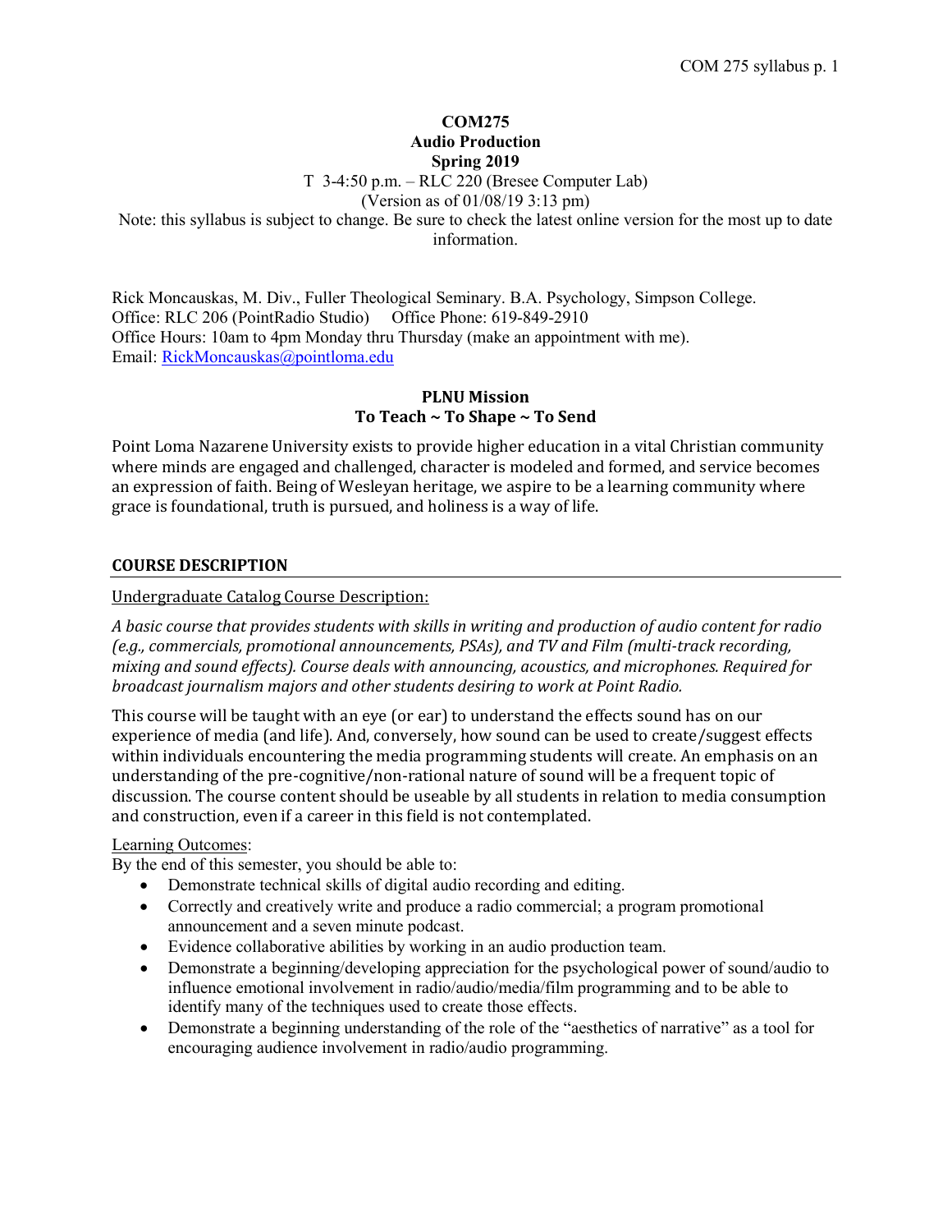# COM275
# Audio Production
# Spring 2019

T 3-4:50 p.m. – RLC 220 (Bresee Computer Lab)
(Version as of 01/08/19 3:13 pm)

Note: this syllabus is subject to change. Be sure to check the latest online version for the most up to date information.

Rick Moncauskas, M. Div., Fuller Theological Seminary. B.A. Psychology, Simpson College.
Office: RLC 206 (PointRadio Studio) Office Phone: 619-849-2910
Office Hours: 10am to 4pm Monday thru Thursday (make an appointment with me).
Email: RickMoncauskas@pointloma.edu

## PLNU Mission
## To Teach ~ To Shape ~ To Send

Point Loma Nazarene University exists to provide higher education in a vital Christian community where minds are engaged and challenged, character is modeled and formed, and service becomes an expression of faith. Being of Wesleyan heritage, we aspire to be a learning community where grace is foundational, truth is pursued, and holiness is a way of life.

## COURSE DESCRIPTION

Undergraduate Catalog Course Description:

*A basic course that provides students with skills in writing and production of audio content for radio (e.g., commercials, promotional announcements, PSAs), and TV and Film (multi-track recording, mixing and sound effects). Course deals with announcing, acoustics, and microphones. Required for broadcast journalism majors and other students desiring to work at Point Radio.*

This course will be taught with an eye (or ear) to understand the effects sound has on our experience of media (and life). And, conversely, how sound can be used to create/suggest effects within individuals encountering the media programming students will create. An emphasis on an understanding of the pre-cognitive/non-rational nature of sound will be a frequent topic of discussion. The course content should be useable by all students in relation to media consumption and construction, even if a career in this field is not contemplated.

Learning Outcomes:

By the end of this semester, you should be able to:

- Demonstrate technical skills of digital audio recording and editing.
- Correctly and creatively write and produce a radio commercial; a program promotional announcement and a seven minute podcast.
- Evidence collaborative abilities by working in an audio production team.
- Demonstrate a beginning/developing appreciation for the psychological power of sound/audio to influence emotional involvement in radio/audio/media/film programming and to be able to identify many of the techniques used to create those effects.
- Demonstrate a beginning understanding of the role of the "aesthetics of narrative" as a tool for encouraging audience involvement in radio/audio programming.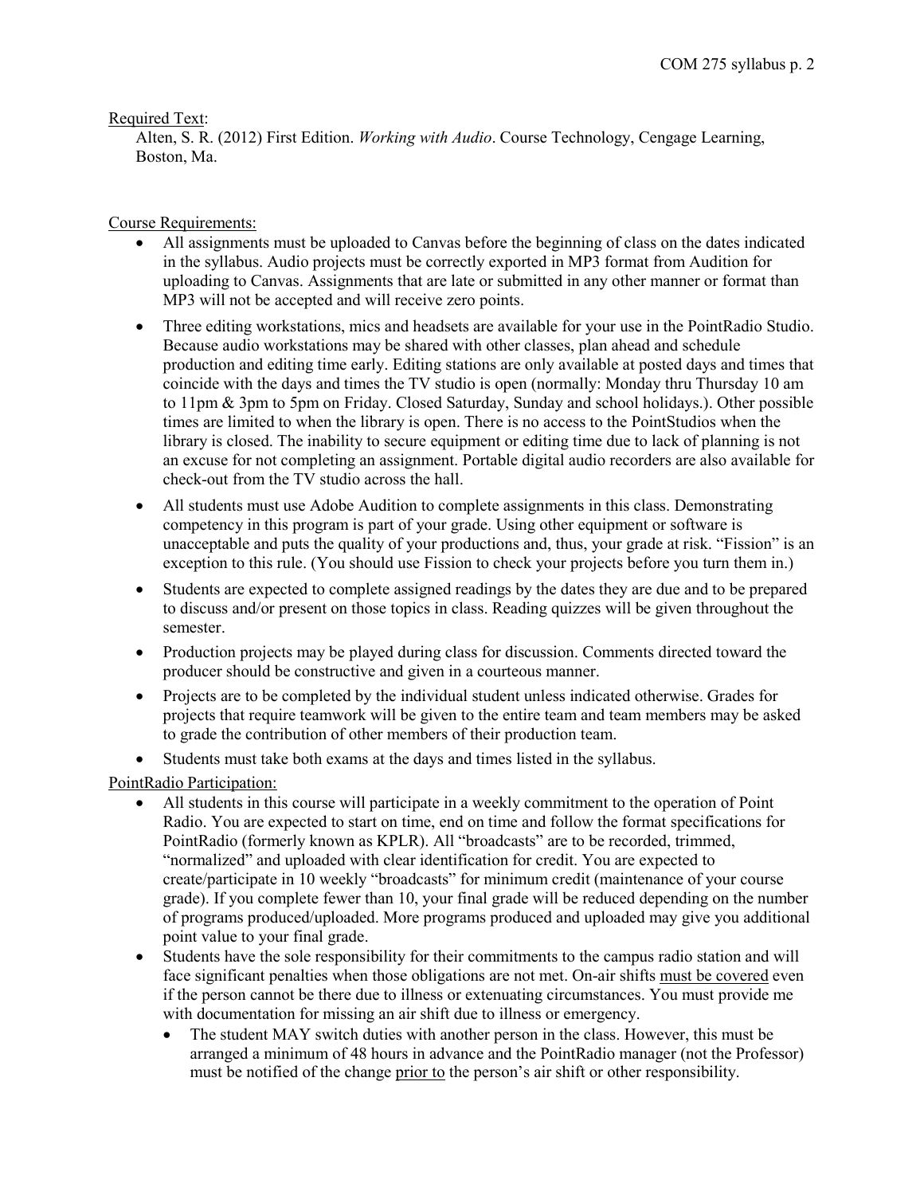Required Text:

Alten, S. R. (2012) First Edition. *Working with Audio*. Course Technology, Cengage Learning, Boston, Ma.

Course Requirements:

- All assignments must be uploaded to Canvas before the beginning of class on the dates indicated in the syllabus. Audio projects must be correctly exported in MP3 format from Audition for uploading to Canvas. Assignments that are late or submitted in any other manner or format than MP3 will not be accepted and will receive zero points.
- Three editing workstations, mics and headsets are available for your use in the PointRadio Studio. Because audio workstations may be shared with other classes, plan ahead and schedule production and editing time early. Editing stations are only available at posted days and times that coincide with the days and times the TV studio is open (normally: Monday thru Thursday 10 am to 11pm & 3pm to 5pm on Friday. Closed Saturday, Sunday and school holidays.). Other possible times are limited to when the library is open. There is no access to the PointStudios when the library is closed. The inability to secure equipment or editing time due to lack of planning is not an excuse for not completing an assignment. Portable digital audio recorders are also available for check-out from the TV studio across the hall.
- All students must use Adobe Audition to complete assignments in this class. Demonstrating competency in this program is part of your grade. Using other equipment or software is unacceptable and puts the quality of your productions and, thus, your grade at risk. "Fission" is an exception to this rule. (You should use Fission to check your projects before you turn them in.)
- Students are expected to complete assigned readings by the dates they are due and to be prepared to discuss and/or present on those topics in class. Reading quizzes will be given throughout the semester.
- Production projects may be played during class for discussion. Comments directed toward the producer should be constructive and given in a courteous manner.
- Projects are to be completed by the individual student unless indicated otherwise. Grades for projects that require teamwork will be given to the entire team and team members may be asked to grade the contribution of other members of their production team.
- Students must take both exams at the days and times listed in the syllabus.

PointRadio Participation:

- All students in this course will participate in a weekly commitment to the operation of Point Radio. You are expected to start on time, end on time and follow the format specifications for PointRadio (formerly known as KPLR). All "broadcasts" are to be recorded, trimmed, "normalized" and uploaded with clear identification for credit. You are expected to create/participate in 10 weekly "broadcasts" for minimum credit (maintenance of your course grade). If you complete fewer than 10, your final grade will be reduced depending on the number of programs produced/uploaded. More programs produced and uploaded may give you additional point value to your final grade.
- Students have the sole responsibility for their commitments to the campus radio station and will face significant penalties when those obligations are not met. On-air shifts must be covered even if the person cannot be there due to illness or extenuating circumstances. You must provide me with documentation for missing an air shift due to illness or emergency.
  - The student MAY switch duties with another person in the class. However, this must be arranged a minimum of 48 hours in advance and the PointRadio manager (not the Professor) must be notified of the change prior to the person's air shift or other responsibility.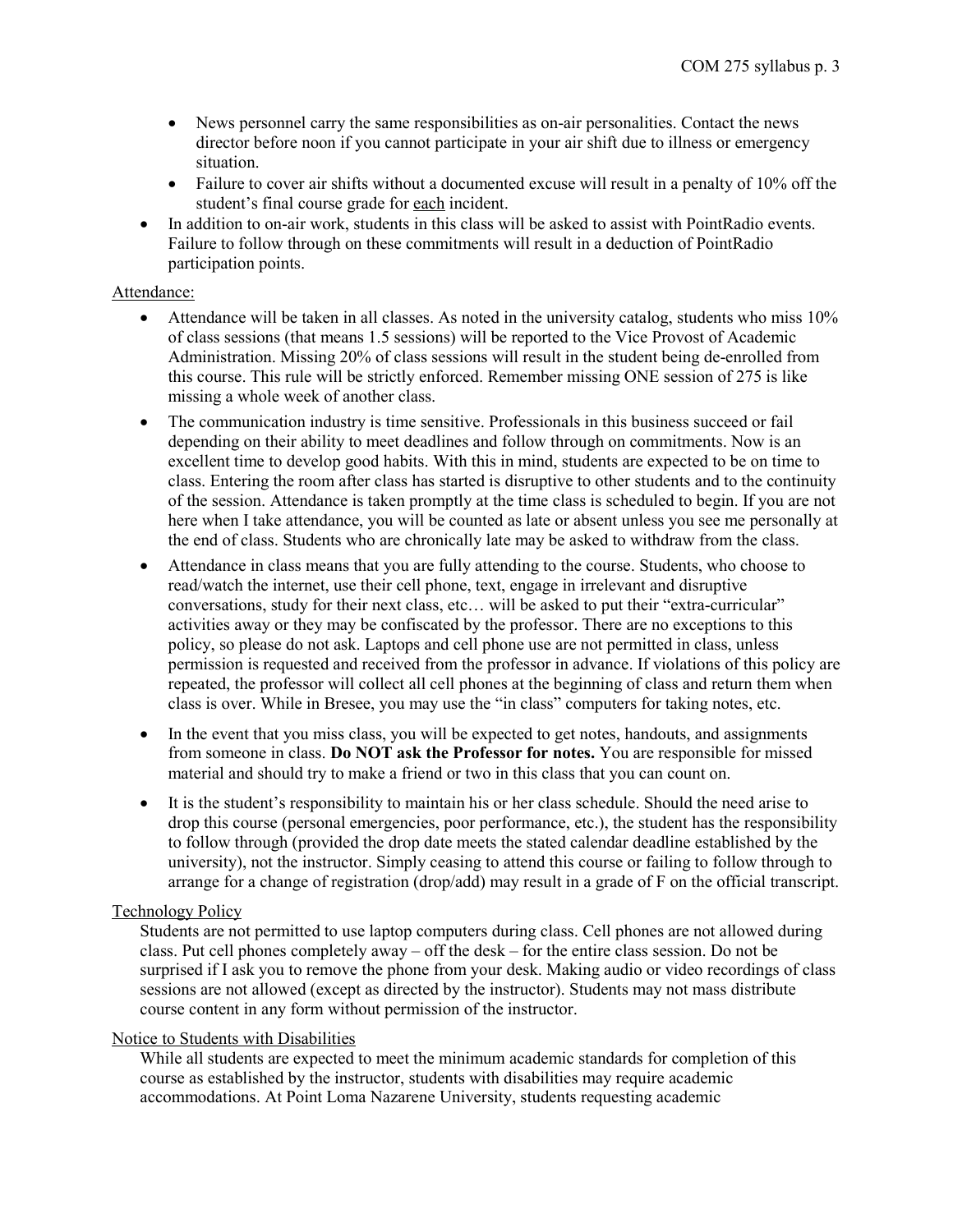- News personnel carry the same responsibilities as on-air personalities. Contact the news director before noon if you cannot participate in your air shift due to illness or emergency situation.
- Failure to cover air shifts without a documented excuse will result in a penalty of 10% off the student's final course grade for <u>each</u> incident.

- In addition to on-air work, students in this class will be asked to assist with PointRadio events. Failure to follow through on these commitments will result in a deduction of PointRadio participation points.

<u>Attendance:</u>

- Attendance will be taken in all classes. As noted in the university catalog, students who miss 10% of class sessions (that means 1.5 sessions) will be reported to the Vice Provost of Academic Administration. Missing 20% of class sessions will result in the student being de-enrolled from this course. This rule will be strictly enforced. Remember missing ONE session of 275 is like missing a whole week of another class.
- The communication industry is time sensitive. Professionals in this business succeed or fail depending on their ability to meet deadlines and follow through on commitments. Now is an excellent time to develop good habits. With this in mind, students are expected to be on time to class. Entering the room after class has started is disruptive to other students and to the continuity of the session. Attendance is taken promptly at the time class is scheduled to begin. If you are not here when I take attendance, you will be counted as late or absent unless you see me personally at the end of class. Students who are chronically late may be asked to withdraw from the class.
- Attendance in class means that you are fully attending to the course. Students, who choose to read/watch the internet, use their cell phone, text, engage in irrelevant and disruptive conversations, study for their next class, etc… will be asked to put their "extra-curricular" activities away or they may be confiscated by the professor. There are no exceptions to this policy, so please do not ask. Laptops and cell phone use are not permitted in class, unless permission is requested and received from the professor in advance. If violations of this policy are repeated, the professor will collect all cell phones at the beginning of class and return them when class is over. While in Bresee, you may use the "in class" computers for taking notes, etc.
- In the event that you miss class, you will be expected to get notes, handouts, and assignments from someone in class. **Do NOT ask the Professor for notes.** You are responsible for missed material and should try to make a friend or two in this class that you can count on.
- It is the student's responsibility to maintain his or her class schedule. Should the need arise to drop this course (personal emergencies, poor performance, etc.), the student has the responsibility to follow through (provided the drop date meets the stated calendar deadline established by the university), not the instructor. Simply ceasing to attend this course or failing to follow through to arrange for a change of registration (drop/add) may result in a grade of F on the official transcript.

<u>Technology Policy</u>

Students are not permitted to use laptop computers during class. Cell phones are not allowed during class. Put cell phones completely away – off the desk – for the entire class session. Do not be surprised if I ask you to remove the phone from your desk. Making audio or video recordings of class sessions are not allowed (except as directed by the instructor). Students may not mass distribute course content in any form without permission of the instructor.

<u>Notice to Students with Disabilities</u>

While all students are expected to meet the minimum academic standards for completion of this course as established by the instructor, students with disabilities may require academic accommodations. At Point Loma Nazarene University, students requesting academic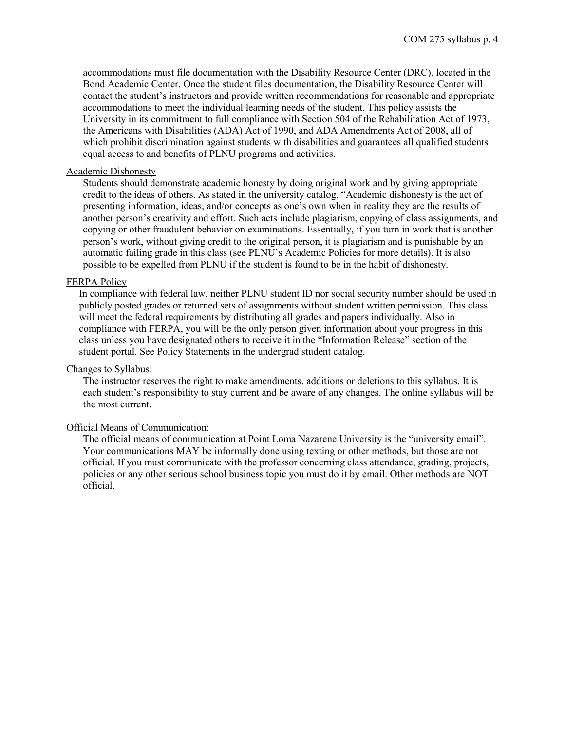accommodations must file documentation with the Disability Resource Center (DRC), located in the Bond Academic Center. Once the student files documentation, the Disability Resource Center will contact the student's instructors and provide written recommendations for reasonable and appropriate accommodations to meet the individual learning needs of the student. This policy assists the University in its commitment to full compliance with Section 504 of the Rehabilitation Act of 1973, the Americans with Disabilities (ADA) Act of 1990, and ADA Amendments Act of 2008, all of which prohibit discrimination against students with disabilities and guarantees all qualified students equal access to and benefits of PLNU programs and activities.

<u>Academic Dishonesty</u>

Students should demonstrate academic honesty by doing original work and by giving appropriate credit to the ideas of others. As stated in the university catalog, "Academic dishonesty is the act of presenting information, ideas, and/or concepts as one's own when in reality they are the results of another person's creativity and effort. Such acts include plagiarism, copying of class assignments, and copying or other fraudulent behavior on examinations. Essentially, if you turn in work that is another person's work, without giving credit to the original person, it is plagiarism and is punishable by an automatic failing grade in this class (see PLNU's Academic Policies for more details). It is also possible to be expelled from PLNU if the student is found to be in the habit of dishonesty.

<u>FERPA Policy</u>

In compliance with federal law, neither PLNU student ID nor social security number should be used in publicly posted grades or returned sets of assignments without student written permission. This class will meet the federal requirements by distributing all grades and papers individually. Also in compliance with FERPA, you will be the only person given information about your progress in this class unless you have designated others to receive it in the "Information Release" section of the student portal. See Policy Statements in the undergrad student catalog.

<u>Changes to Syllabus:</u>

The instructor reserves the right to make amendments, additions or deletions to this syllabus. It is each student's responsibility to stay current and be aware of any changes. The online syllabus will be the most current.

<u>Official Means of Communication:</u>

The official means of communication at Point Loma Nazarene University is the "university email". Your communications MAY be informally done using texting or other methods, but those are not official. If you must communicate with the professor concerning class attendance, grading, projects, policies or any other serious school business topic you must do it by email. Other methods are NOT official.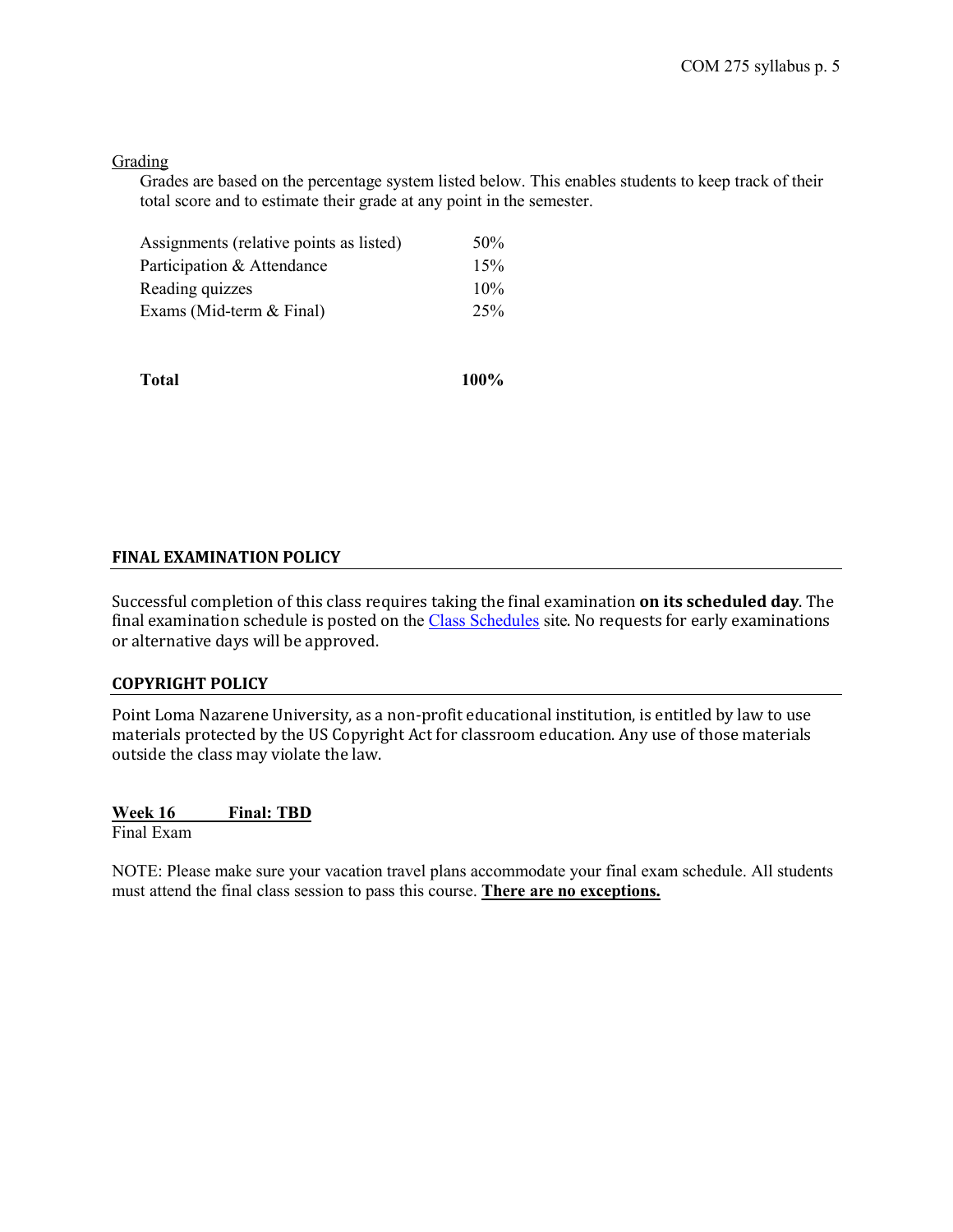Grading

Grades are based on the percentage system listed below. This enables students to keep track of their total score and to estimate their grade at any point in the semester.

| | |
|---|---|
| Assignments (relative points as listed) | 50% |
| Participation & Attendance | 15% |
| Reading quizzes | 10% |
| Exams (Mid-term & Final) | 25% |
| **Total** | **100%** |

## FINAL EXAMINATION POLICY

Successful completion of this class requires taking the final examination **on its scheduled day**. The final examination schedule is posted on the Class Schedules site. No requests for early examinations or alternative days will be approved.

## COPYRIGHT POLICY

Point Loma Nazarene University, as a non-profit educational institution, is entitled by law to use materials protected by the US Copyright Act for classroom education. Any use of those materials outside the class may violate the law.

**Week 16 Final: TBD**

Final Exam

NOTE: Please make sure your vacation travel plans accommodate your final exam schedule. All students must attend the final class session to pass this course. **There are no exceptions.**